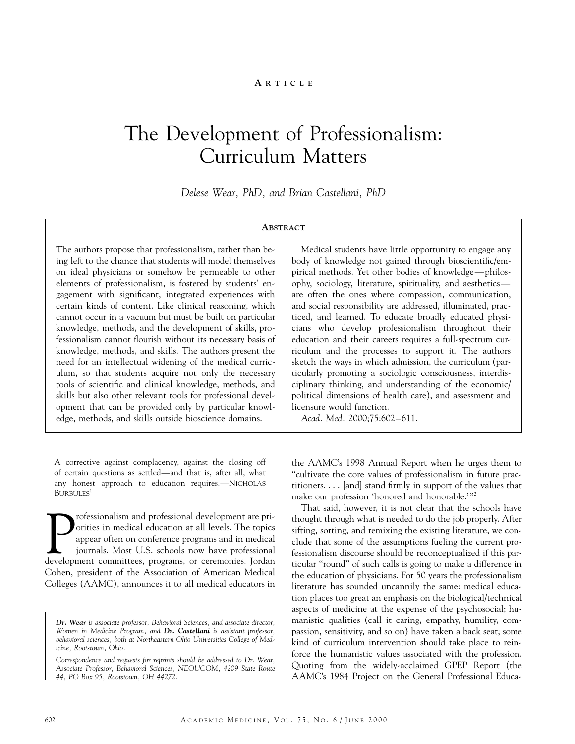Article

# The Development of Professionalism: Curriculum Matters

*Delese Wear, PhD, and Brian Castellani, PhD*

## Abstract

The authors propose that professionalism, rather than being left to the chance that students will model themselves on ideal physicians or somehow be permeable to other elements of professionalism, is fostered by students' engagement with significant, integrated experiences with certain kinds of content. Like clinical reasoning, which cannot occur in a vacuum but must be built on particular knowledge, methods, and the development of skills, professionalism cannot flourish without its necessary basis of knowledge, methods, and skills. The authors present the need for an intellectual widening of the medical curriculum, so that students acquire not only the necessary tools of scientific and clinical knowledge, methods, and skills but also other relevant tools for professional development that can be provided only by particular knowledge, methods, and skills outside bioscience domains.

Medical students have little opportunity to engage any body of knowledge not gained through bioscientific/empirical methods. Yet other bodies of knowledge—philosophy, sociology, literature, spirituality, and aesthetics—are often the ones where compassion, communication, and social responsibility are addressed, illuminated, practiced, and learned. To educate broadly educated physicians who develop professionalism throughout their education and their careers requires a full-spectrum curriculum and the processes to support it. The authors sketch the ways in which admission, the curriculum (particularly promoting a sociologic consciousness, interdisciplinary thinking, and understanding of the economic/political dimensions of health care), and assessment and licensure would function.

*Acad. Med.* 2000;75:602–611.

A corrective against complacency, against the closing off of certain questions as settled—and that is, after all, what any honest approach to education requires.—Nicholas Burbules[1]

Professionalism and professional development are priorities in medical education at all levels. The topics appear often on conference programs and in medical journals. Most U.S. schools now have professional development committees, programs, or ceremonies. Jordan Cohen, president of the Association of American Medical Colleges (AAMC), announces it to all medical educators in the AAMC's 1998 Annual Report when he urges them to "cultivate the core values of professionalism in future practitioners. . . . [and] stand firmly in support of the values that make our profession 'honored and honorable.'"[2]

That said, however, it is not clear that the schools have thought through what is needed to do the job properly. After sifting, sorting, and remixing the existing literature, we conclude that some of the assumptions fueling the current professionalism discourse should be reconceptualized if this particular "round" of such calls is going to make a difference in the education of physicians. For 50 years the professionalism literature has sounded uncannily the same: medical education places too great an emphasis on the biological/technical aspects of medicine at the expense of the psychosocial; humanistic qualities (call it caring, empathy, humility, compassion, sensitivity, and so on) have taken a back seat; some kind of curriculum intervention should take place to reinforce the humanistic values associated with the profession. Quoting from the widely-acclaimed GPEP Report (the AAMC's 1984 Project on the General Professional Educa-

---

***Dr. Wear** is associate professor, Behavioral Sciences, and associate director, Women in Medicine Program, and **Dr. Castellani** is assistant professor, behavioral sciences, both at Northeastern Ohio Universities College of Medicine, Rootstown, Ohio.*

*Correspondence and requests for reprints should be addressed to Dr. Wear, Associate Professor, Behavioral Sciences, NEOUCOM, 4209 State Route 44, PO Box 95, Rootstown, OH 44272.*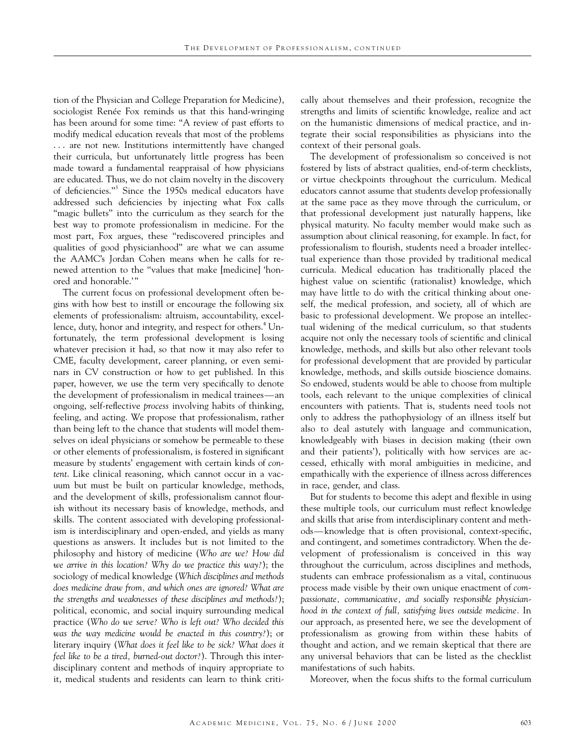tion of the Physician and College Preparation for Medicine), sociologist Renée Fox reminds us that this hand-wringing has been around for some time: "A review of past efforts to modify medical education reveals that most of the problems . . . are not new. Institutions intermittently have changed their curricula, but unfortunately little progress has been made toward a fundamental reappraisal of how physicians are educated. Thus, we do not claim novelty in the discovery of deficiencies."[3] Since the 1950s medical educators have addressed such deficiencies by injecting what Fox calls "magic bullets" into the curriculum as they search for the best way to promote professionalism in medicine. For the most part, Fox argues, these "rediscovered principles and qualities of good physicianhood" are what we can assume the AAMC's Jordan Cohen means when he calls for renewed attention to the "values that make [medicine] 'honored and honorable.'"

The current focus on professional development often begins with how best to instill or encourage the following six elements of professionalism: altruism, accountability, excellence, duty, honor and integrity, and respect for others.[4] Unfortunately, the term professional development is losing whatever precision it had, so that now it may also refer to CME, faculty development, career planning, or even seminars in CV construction or how to get published. In this paper, however, we use the term very specifically to denote the development of professionalism in medical trainees—an ongoing, self-reflective *process* involving habits of thinking, feeling, and acting. We propose that professionalism, rather than being left to the chance that students will model themselves on ideal physicians or somehow be permeable to these or other elements of professionalism, is fostered in significant measure by students' engagement with certain kinds of *content*. Like clinical reasoning, which cannot occur in a vacuum but must be built on particular knowledge, methods, and the development of skills, professionalism cannot flourish without its necessary basis of knowledge, methods, and skills. The content associated with developing professionalism is interdisciplinary and open-ended, and yields as many questions as answers. It includes but is not limited to the philosophy and history of medicine (*Who are we? How did we arrive in this location? Why do we practice this way?*); the sociology of medical knowledge (*Which disciplines and methods does medicine draw from, and which ones are ignored? What are the strengths and weaknesses of these disciplines and methods?*); political, economic, and social inquiry surrounding medical practice (*Who do we serve? Who is left out? Who decided this was the way medicine would be enacted in this country?*); or literary inquiry (*What does it feel like to be sick? What does it feel like to be a tired, burned-out doctor?*). Through this interdisciplinary content and methods of inquiry appropriate to it, medical students and residents can learn to think critically about themselves and their profession, recognize the strengths and limits of scientific knowledge, realize and act on the humanistic dimensions of medical practice, and integrate their social responsibilities as physicians into the context of their personal goals.

The development of professionalism so conceived is not fostered by lists of abstract qualities, end-of-term checklists, or virtue checkpoints throughout the curriculum. Medical educators cannot assume that students develop professionally at the same pace as they move through the curriculum, or that professional development just naturally happens, like physical maturity. No faculty member would make such as assumption about clinical reasoning, for example. In fact, for professionalism to flourish, students need a broader intellectual experience than those provided by traditional medical curricula. Medical education has traditionally placed the highest value on scientific (rationalist) knowledge, which may have little to do with the critical thinking about oneself, the medical profession, and society, all of which are basic to professional development. We propose an intellectual widening of the medical curriculum, so that students acquire not only the necessary tools of scientific and clinical knowledge, methods, and skills but also other relevant tools for professional development that are provided by particular knowledge, methods, and skills outside bioscience domains. So endowed, students would be able to choose from multiple tools, each relevant to the unique complexities of clinical encounters with patients. That is, students need tools not only to address the pathophysiology of an illness itself but also to deal astutely with language and communication, knowledgeably with biases in decision making (their own and their patients'), politically with how services are accessed, ethically with moral ambiguities in medicine, and empathically with the experience of illness across differences in race, gender, and class.

But for students to become this adept and flexible in using these multiple tools, our curriculum must reflect knowledge and skills that arise from interdisciplinary content and methods—knowledge that is often provisional, context-specific, and contingent, and sometimes contradictory. When the development of professionalism is conceived in this way throughout the curriculum, across disciplines and methods, students can embrace professionalism as a vital, continuous process made visible by their own unique enactment of *compassionate, communicative, and socially responsible physicianhood in the context of full, satisfying lives outside medicine*. In our approach, as presented here, we see the development of professionalism as growing from within these habits of thought and action, and we remain skeptical that there are any universal behaviors that can be listed as the checklist manifestations of such habits.

Moreover, when the focus shifts to the formal curriculum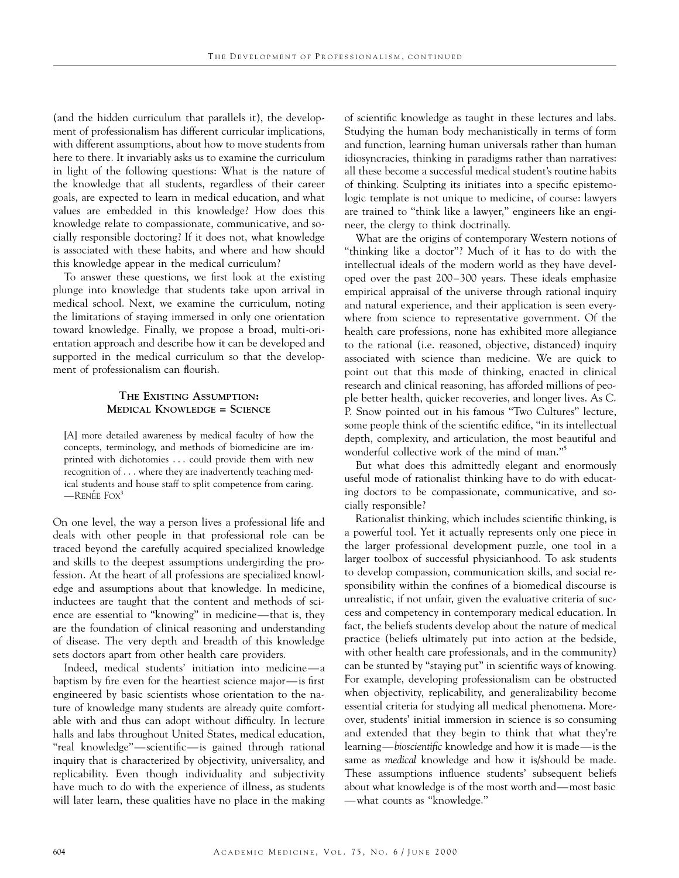(and the hidden curriculum that parallels it), the development of professionalism has different curricular implications, with different assumptions, about how to move students from here to there. It invariably asks us to examine the curriculum in light of the following questions: What is the nature of the knowledge that all students, regardless of their career goals, are expected to learn in medical education, and what values are embedded in this knowledge? How does this knowledge relate to compassionate, communicative, and socially responsible doctoring? If it does not, what knowledge is associated with these habits, and where and how should this knowledge appear in the medical curriculum?

To answer these questions, we first look at the existing plunge into knowledge that students take upon arrival in medical school. Next, we examine the curriculum, noting the limitations of staying immersed in only one orientation toward knowledge. Finally, we propose a broad, multi-orientation approach and describe how it can be developed and supported in the medical curriculum so that the development of professionalism can flourish.

## THE EXISTING ASSUMPTION: MEDICAL KNOWLEDGE = SCIENCE

> [A] more detailed awareness by medical faculty of how the concepts, terminology, and methods of biomedicine are imprinted with dichotomies . . . could provide them with new recognition of . . . where they are inadvertently teaching medical students and house staff to split competence from caring.
> —RENÉE FOX[3]

On one level, the way a person lives a professional life and deals with other people in that professional role can be traced beyond the carefully acquired specialized knowledge and skills to the deepest assumptions undergirding the profession. At the heart of all professions are specialized knowledge and assumptions about that knowledge. In medicine, inductees are taught that the content and methods of science are essential to "knowing" in medicine—that is, they are the foundation of clinical reasoning and understanding of disease. The very depth and breadth of this knowledge sets doctors apart from other health care providers.

Indeed, medical students' initiation into medicine—a baptism by fire even for the heartiest science major—is first engineered by basic scientists whose orientation to the nature of knowledge many students are already quite comfortable with and thus can adopt without difficulty. In lecture halls and labs throughout United States, medical education, "real knowledge"—scientific—is gained through rational inquiry that is characterized by objectivity, universality, and replicability. Even though individuality and subjectivity have much to do with the experience of illness, as students will later learn, these qualities have no place in the making of scientific knowledge as taught in these lectures and labs. Studying the human body mechanistically in terms of form and function, learning human universals rather than human idiosyncracies, thinking in paradigms rather than narratives: all these become a successful medical student's routine habits of thinking. Sculpting its initiates into a specific epistemologic template is not unique to medicine, of course: lawyers are trained to "think like a lawyer," engineers like an engineer, the clergy to think doctrinally.

What are the origins of contemporary Western notions of "thinking like a doctor"? Much of it has to do with the intellectual ideals of the modern world as they have developed over the past 200–300 years. These ideals emphasize empirical appraisal of the universe through rational inquiry and natural experience, and their application is seen everywhere from science to representative government. Of the health care professions, none has exhibited more allegiance to the rational (i.e. reasoned, objective, distanced) inquiry associated with science than medicine. We are quick to point out that this mode of thinking, enacted in clinical research and clinical reasoning, has afforded millions of people better health, quicker recoveries, and longer lives. As C. P. Snow pointed out in his famous "Two Cultures" lecture, some people think of the scientific edifice, "in its intellectual depth, complexity, and articulation, the most beautiful and wonderful collective work of the mind of man."[5]

But what does this admittedly elegant and enormously useful mode of rationalist thinking have to do with educating doctors to be compassionate, communicative, and socially responsible?

Rationalist thinking, which includes scientific thinking, is a powerful tool. Yet it actually represents only one piece in the larger professional development puzzle, one tool in a larger toolbox of successful physicianhood. To ask students to develop compassion, communication skills, and social responsibility within the confines of a biomedical discourse is unrealistic, if not unfair, given the evaluative criteria of success and competency in contemporary medical education. In fact, the beliefs students develop about the nature of medical practice (beliefs ultimately put into action at the bedside, with other health care professionals, and in the community) can be stunted by "staying put" in scientific ways of knowing. For example, developing professionalism can be obstructed when objectivity, replicability, and generalizability become essential criteria for studying all medical phenomena. Moreover, students' initial immersion in science is so consuming and extended that they begin to think that what they're learning—*bioscientific* knowledge and how it is made—is the same as *medical* knowledge and how it is/should be made. These assumptions influence students' subsequent beliefs about what knowledge is of the most worth and—most basic—what counts as "knowledge."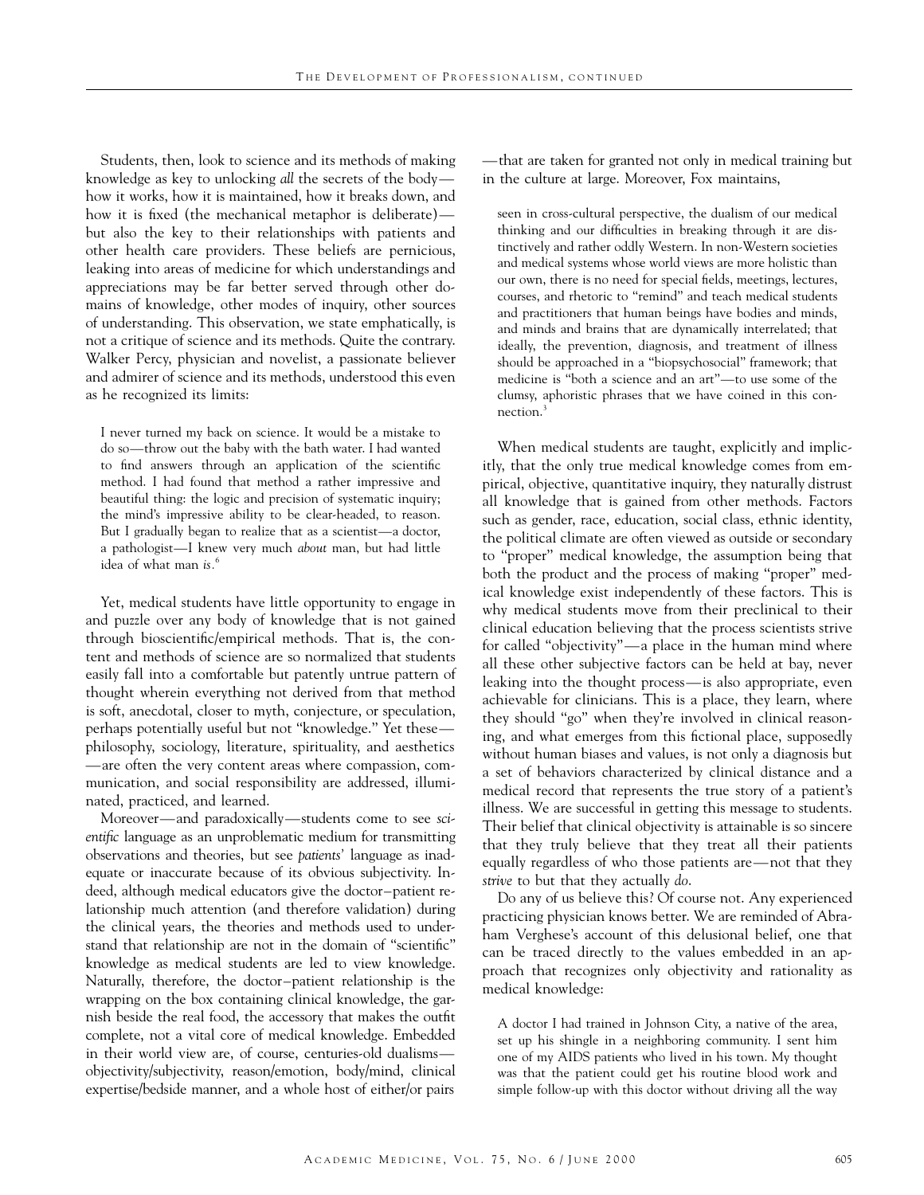Students, then, look to science and its methods of making knowledge as key to unlocking *all* the secrets of the body—how it works, how it is maintained, how it breaks down, and how it is fixed (the mechanical metaphor is deliberate)—but also the key to their relationships with patients and other health care providers. These beliefs are pernicious, leaking into areas of medicine for which understandings and appreciations may be far better served through other domains of knowledge, other modes of inquiry, other sources of understanding. This observation, we state emphatically, is not a critique of science and its methods. Quite the contrary. Walker Percy, physician and novelist, a passionate believer and admirer of science and its methods, understood this even as he recognized its limits:

> I never turned my back on science. It would be a mistake to do so—throw out the baby with the bath water. I had wanted to find answers through an application of the scientific method. I had found that method a rather impressive and beautiful thing: the logic and precision of systematic inquiry; the mind's impressive ability to be clear-headed, to reason. But I gradually began to realize that as a scientist—a doctor, a pathologist—I knew very much *about* man, but had little idea of what man *is*.[6]

Yet, medical students have little opportunity to engage in and puzzle over any body of knowledge that is not gained through bioscientific/empirical methods. That is, the content and methods of science are so normalized that students easily fall into a comfortable but patently untrue pattern of thought wherein everything not derived from that method is soft, anecdotal, closer to myth, conjecture, or speculation, perhaps potentially useful but not "knowledge." Yet these—philosophy, sociology, literature, spirituality, and aesthetics—are often the very content areas where compassion, communication, and social responsibility are addressed, illuminated, practiced, and learned.

Moreover—and paradoxically—students come to see *scientific* language as an unproblematic medium for transmitting observations and theories, but see *patients'* language as inadequate or inaccurate because of its obvious subjectivity. Indeed, although medical educators give the doctor–patient relationship much attention (and therefore validation) during the clinical years, the theories and methods used to understand that relationship are not in the domain of "scientific" knowledge as medical students are led to view knowledge. Naturally, therefore, the doctor–patient relationship is the wrapping on the box containing clinical knowledge, the garnish beside the real food, the accessory that makes the outfit complete, not a vital core of medical knowledge. Embedded in their world view are, of course, centuries-old dualisms—objectivity/subjectivity, reason/emotion, body/mind, clinical expertise/bedside manner, and a whole host of either/or pairs—that are taken for granted not only in medical training but in the culture at large. Moreover, Fox maintains,

> seen in cross-cultural perspective, the dualism of our medical thinking and our difficulties in breaking through it are distinctively and rather oddly Western. In non-Western societies and medical systems whose world views are more holistic than our own, there is no need for special fields, meetings, lectures, courses, and rhetoric to "remind" and teach medical students and practitioners that human beings have bodies and minds, and minds and brains that are dynamically interrelated; that ideally, the prevention, diagnosis, and treatment of illness should be approached in a "biopsychosocial" framework; that medicine is "both a science and an art"—to use some of the clumsy, aphoristic phrases that we have coined in this connection.[3]

When medical students are taught, explicitly and implicitly, that the only true medical knowledge comes from empirical, objective, quantitative inquiry, they naturally distrust all knowledge that is gained from other methods. Factors such as gender, race, education, social class, ethnic identity, the political climate are often viewed as outside or secondary to "proper" medical knowledge, the assumption being that both the product and the process of making "proper" medical knowledge exist independently of these factors. This is why medical students move from their preclinical to their clinical education believing that the process scientists strive for called "objectivity"—a place in the human mind where all these other subjective factors can be held at bay, never leaking into the thought process—is also appropriate, even achievable for clinicians. This is a place, they learn, where they should "go" when they're involved in clinical reasoning, and what emerges from this fictional place, supposedly without human biases and values, is not only a diagnosis but a set of behaviors characterized by clinical distance and a medical record that represents the true story of a patient's illness. We are successful in getting this message to students. Their belief that clinical objectivity is attainable is so sincere that they truly believe that they treat all their patients equally regardless of who those patients are—not that they *strive* to but that they actually *do*.

Do any of us believe this? Of course not. Any experienced practicing physician knows better. We are reminded of Abraham Verghese's account of this delusional belief, one that can be traced directly to the values embedded in an approach that recognizes only objectivity and rationality as medical knowledge:

> A doctor I had trained in Johnson City, a native of the area, set up his shingle in a neighboring community. I sent him one of my AIDS patients who lived in his town. My thought was that the patient could get his routine blood work and simple follow-up with this doctor without driving all the way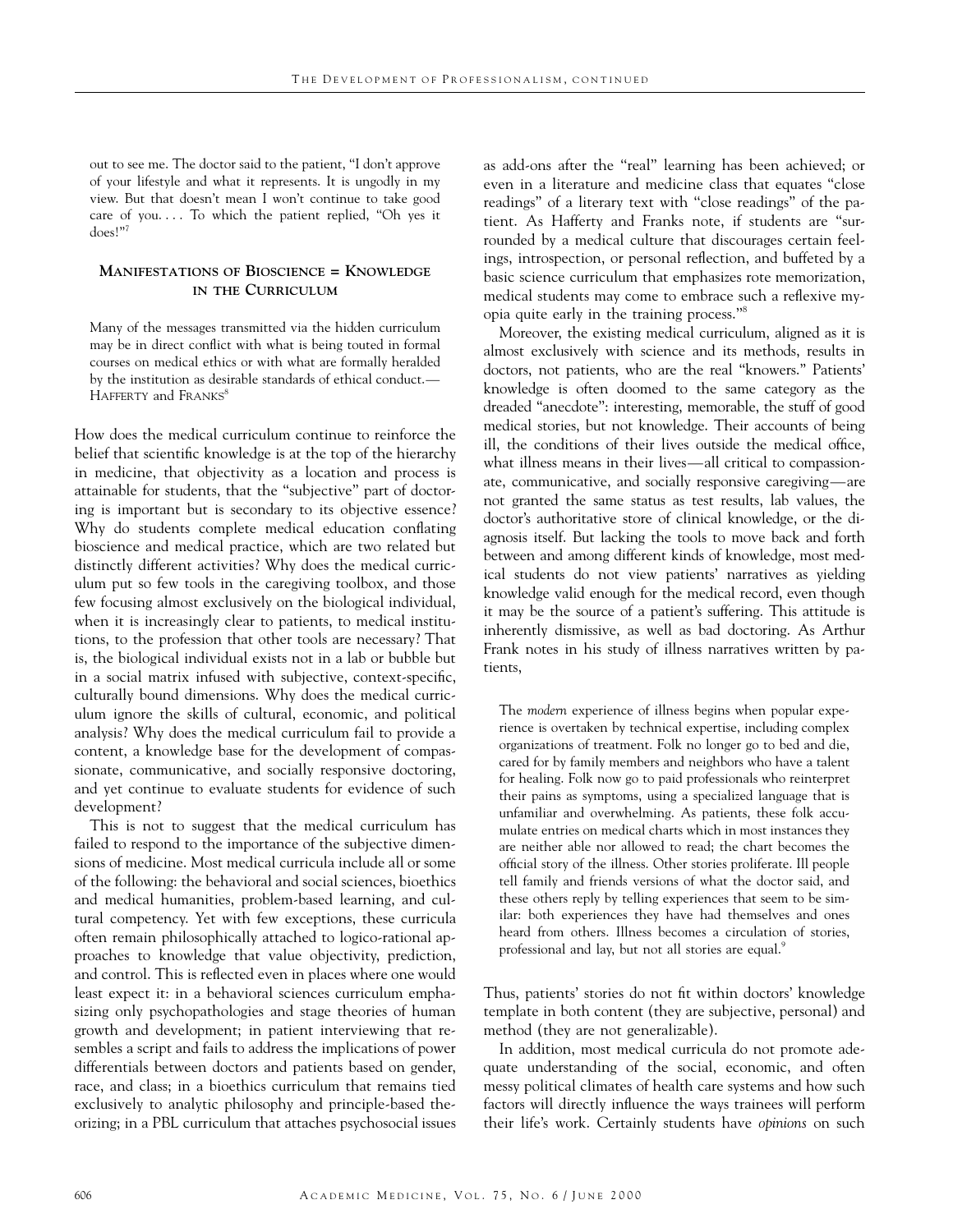out to see me. The doctor said to the patient, "I don't approve of your lifestyle and what it represents. It is ungodly in my view. But that doesn't mean I won't continue to take good care of you. . . . To which the patient replied, "Oh yes it does!"[7]

## MANIFESTATIONS OF BIOSCIENCE = KNOWLEDGE IN THE CURRICULUM

> Many of the messages transmitted via the hidden curriculum may be in direct conflict with what is being touted in formal courses on medical ethics or with what are formally heralded by the institution as desirable standards of ethical conduct.— HAFFERTY and FRANKS[8]

How does the medical curriculum continue to reinforce the belief that scientific knowledge is at the top of the hierarchy in medicine, that objectivity as a location and process is attainable for students, that the "subjective" part of doctoring is important but is secondary to its objective essence? Why do students complete medical education conflating bioscience and medical practice, which are two related but distinctly different activities? Why does the medical curriculum put so few tools in the caregiving toolbox, and those few focusing almost exclusively on the biological individual, when it is increasingly clear to patients, to medical institutions, to the profession that other tools are necessary? That is, the biological individual exists not in a lab or bubble but in a social matrix infused with subjective, context-specific, culturally bound dimensions. Why does the medical curriculum ignore the skills of cultural, economic, and political analysis? Why does the medical curriculum fail to provide a content, a knowledge base for the development of compassionate, communicative, and socially responsive doctoring, and yet continue to evaluate students for evidence of such development?

This is not to suggest that the medical curriculum has failed to respond to the importance of the subjective dimensions of medicine. Most medical curricula include all or some of the following: the behavioral and social sciences, bioethics and medical humanities, problem-based learning, and cultural competency. Yet with few exceptions, these curricula often remain philosophically attached to logico-rational approaches to knowledge that value objectivity, prediction, and control. This is reflected even in places where one would least expect it: in a behavioral sciences curriculum emphasizing only psychopathologies and stage theories of human growth and development; in patient interviewing that resembles a script and fails to address the implications of power differentials between doctors and patients based on gender, race, and class; in a bioethics curriculum that remains tied exclusively to analytic philosophy and principle-based theorizing; in a PBL curriculum that attaches psychosocial issues as add-ons after the "real" learning has been achieved; or even in a literature and medicine class that equates "close readings" of a literary text with "close readings" of the patient. As Hafferty and Franks note, if students are "surrounded by a medical culture that discourages certain feelings, introspection, or personal reflection, and buffeted by a basic science curriculum that emphasizes rote memorization, medical students may come to embrace such a reflexive myopia quite early in the training process."[8]

Moreover, the existing medical curriculum, aligned as it is almost exclusively with science and its methods, results in doctors, not patients, who are the real "knowers." Patients' knowledge is often doomed to the same category as the dreaded "anecdote": interesting, memorable, the stuff of good medical stories, but not knowledge. Their accounts of being ill, the conditions of their lives outside the medical office, what illness means in their lives—all critical to compassionate, communicative, and socially responsive caregiving—are not granted the same status as test results, lab values, the doctor's authoritative store of clinical knowledge, or the diagnosis itself. But lacking the tools to move back and forth between and among different kinds of knowledge, most medical students do not view patients' narratives as yielding knowledge valid enough for the medical record, even though it may be the source of a patient's suffering. This attitude is inherently dismissive, as well as bad doctoring. As Arthur Frank notes in his study of illness narratives written by patients,

> The *modern* experience of illness begins when popular experience is overtaken by technical expertise, including complex organizations of treatment. Folk no longer go to bed and die, cared for by family members and neighbors who have a talent for healing. Folk now go to paid professionals who reinterpret their pains as symptoms, using a specialized language that is unfamiliar and overwhelming. As patients, these folk accumulate entries on medical charts which in most instances they are neither able nor allowed to read; the chart becomes the official story of the illness. Other stories proliferate. Ill people tell family and friends versions of what the doctor said, and these others reply by telling experiences that seem to be similar: both experiences they have had themselves and ones heard from others. Illness becomes a circulation of stories, professional and lay, but not all stories are equal.[9]

Thus, patients' stories do not fit within doctors' knowledge template in both content (they are subjective, personal) and method (they are not generalizable).

In addition, most medical curricula do not promote adequate understanding of the social, economic, and often messy political climates of health care systems and how such factors will directly influence the ways trainees will perform their life's work. Certainly students have *opinions* on such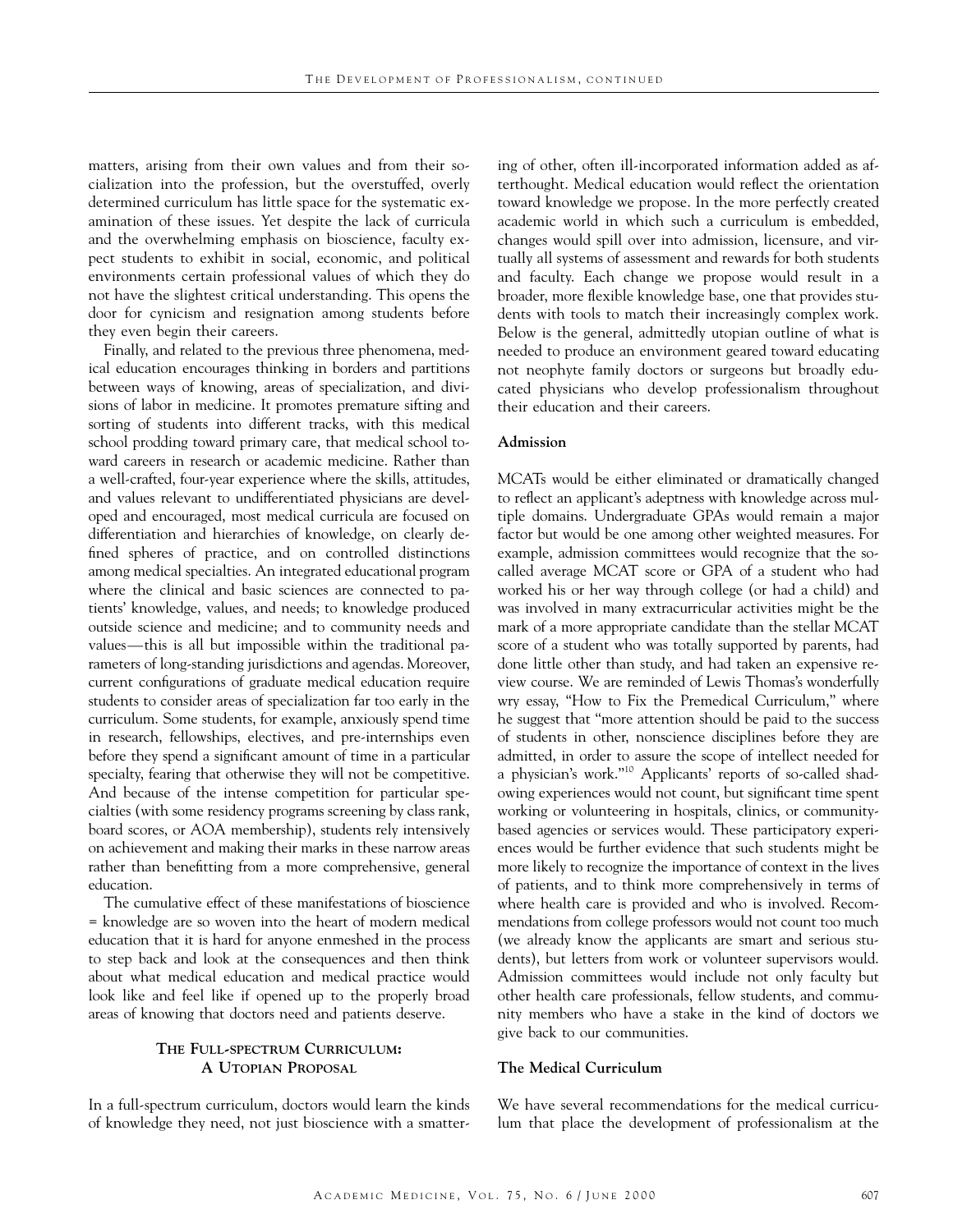matters, arising from their own values and from their socialization into the profession, but the overstuffed, overly determined curriculum has little space for the systematic examination of these issues. Yet despite the lack of curricula and the overwhelming emphasis on bioscience, faculty expect students to exhibit in social, economic, and political environments certain professional values of which they do not have the slightest critical understanding. This opens the door for cynicism and resignation among students before they even begin their careers.

Finally, and related to the previous three phenomena, medical education encourages thinking in borders and partitions between ways of knowing, areas of specialization, and divisions of labor in medicine. It promotes premature sifting and sorting of students into different tracks, with this medical school prodding toward primary care, that medical school toward careers in research or academic medicine. Rather than a well-crafted, four-year experience where the skills, attitudes, and values relevant to undifferentiated physicians are developed and encouraged, most medical curricula are focused on differentiation and hierarchies of knowledge, on clearly defined spheres of practice, and on controlled distinctions among medical specialties. An integrated educational program where the clinical and basic sciences are connected to patients' knowledge, values, and needs; to knowledge produced outside science and medicine; and to community needs and values—this is all but impossible within the traditional parameters of long-standing jurisdictions and agendas. Moreover, current configurations of graduate medical education require students to consider areas of specialization far too early in the curriculum. Some students, for example, anxiously spend time in research, fellowships, electives, and pre-internships even before they spend a significant amount of time in a particular specialty, fearing that otherwise they will not be competitive. And because of the intense competition for particular specialties (with some residency programs screening by class rank, board scores, or AOA membership), students rely intensively on achievement and making their marks in these narrow areas rather than benefitting from a more comprehensive, general education.

The cumulative effect of these manifestations of bioscience = knowledge are so woven into the heart of modern medical education that it is hard for anyone enmeshed in the process to step back and look at the consequences and then think about what medical education and medical practice would look like and feel like if opened up to the properly broad areas of knowing that doctors need and patients deserve.

## THE FULL-SPECTRUM CURRICULUM: A UTOPIAN PROPOSAL

In a full-spectrum curriculum, doctors would learn the kinds of knowledge they need, not just bioscience with a smattering of other, often ill-incorporated information added as afterthought. Medical education would reflect the orientation toward knowledge we propose. In the more perfectly created academic world in which such a curriculum is embedded, changes would spill over into admission, licensure, and virtually all systems of assessment and rewards for both students and faculty. Each change we propose would result in a broader, more flexible knowledge base, one that provides students with tools to match their increasingly complex work. Below is the general, admittedly utopian outline of what is needed to produce an environment geared toward educating not neophyte family doctors or surgeons but broadly educated physicians who develop professionalism throughout their education and their careers.

### Admission

MCATs would be either eliminated or dramatically changed to reflect an applicant's adeptness with knowledge across multiple domains. Undergraduate GPAs would remain a major factor but would be one among other weighted measures. For example, admission committees would recognize that the so-called average MCAT score or GPA of a student who had worked his or her way through college (or had a child) and was involved in many extracurricular activities might be the mark of a more appropriate candidate than the stellar MCAT score of a student who was totally supported by parents, had done little other than study, and had taken an expensive review course. We are reminded of Lewis Thomas's wonderfully wry essay, "How to Fix the Premedical Curriculum," where he suggest that "more attention should be paid to the success of students in other, nonscience disciplines before they are admitted, in order to assure the scope of intellect needed for a physician's work."[10] Applicants' reports of so-called shadowing experiences would not count, but significant time spent working or volunteering in hospitals, clinics, or community-based agencies or services would. These participatory experiences would be further evidence that such students might be more likely to recognize the importance of context in the lives of patients, and to think more comprehensively in terms of where health care is provided and who is involved. Recommendations from college professors would not count too much (we already know the applicants are smart and serious students), but letters from work or volunteer supervisors would. Admission committees would include not only faculty but other health care professionals, fellow students, and community members who have a stake in the kind of doctors we give back to our communities.

### The Medical Curriculum

We have several recommendations for the medical curriculum that place the development of professionalism at the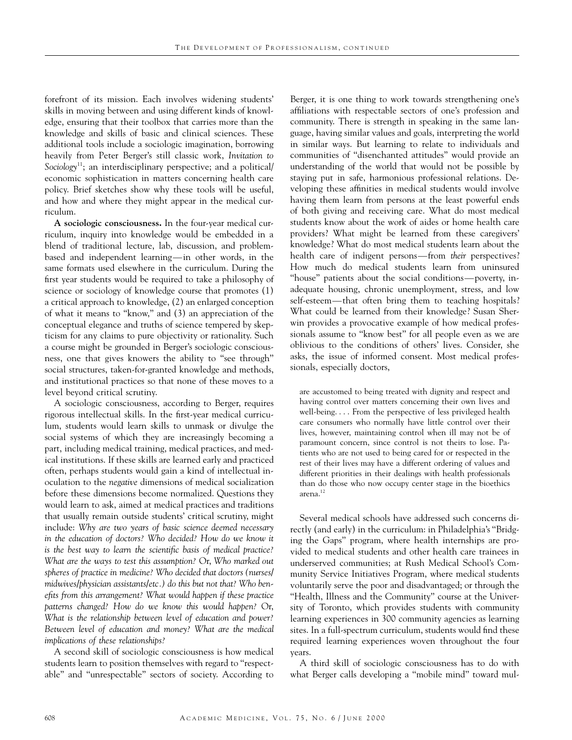forefront of its mission. Each involves widening students' skills in moving between and using different kinds of knowledge, ensuring that their toolbox that carries more than the knowledge and skills of basic and clinical sciences. These additional tools include a sociologic imagination, borrowing heavily from Peter Berger's still classic work, *Invitation to Sociology*[11]; an interdisciplinary perspective; and a political/economic sophistication in matters concerning health care policy. Brief sketches show why these tools will be useful, and how and where they might appear in the medical curriculum.

**A sociologic consciousness.** In the four-year medical curriculum, inquiry into knowledge would be embedded in a blend of traditional lecture, lab, discussion, and problem-based and independent learning—in other words, in the same formats used elsewhere in the curriculum. During the first year students would be required to take a philosophy of science or sociology of knowledge course that promotes (1) a critical approach to knowledge, (2) an enlarged conception of what it means to "know," and (3) an appreciation of the conceptual elegance and truths of science tempered by skepticism for any claims to pure objectivity or rationality. Such a course might be grounded in Berger's sociologic consciousness, one that gives knowers the ability to "see through" social structures, taken-for-granted knowledge and methods, and institutional practices so that none of these moves to a level beyond critical scrutiny.

A sociologic consciousness, according to Berger, requires rigorous intellectual skills. In the first-year medical curriculum, students would learn skills to unmask or divulge the social systems of which they are increasingly becoming a part, including medical training, medical practices, and medical institutions. If these skills are learned early and practiced often, perhaps students would gain a kind of intellectual inoculation to the *negative* dimensions of medical socialization before these dimensions become normalized. Questions they would learn to ask, aimed at medical practices and traditions that usually remain outside students' critical scrutiny, might include: *Why are two years of basic science deemed necessary in the education of doctors? Who decided? How do we know it is the best way to learn the scientific basis of medical practice? What are the ways to test this assumption?* Or, *Who marked out spheres of practice in medicine? Who decided that doctors (nurses/midwives/physician assistants/etc.) do this but not that? Who benefits from this arrangement? What would happen if these practice patterns changed? How do we know this would happen?* Or, *What is the relationship between level of education and power? Between level of education and money? What are the medical implications of these relationships?*

A second skill of sociologic consciousness is how medical students learn to position themselves with regard to "respectable" and "unrespectable" sectors of society. According to Berger, it is one thing to work towards strengthening one's affiliations with respectable sectors of one's profession and community. There is strength in speaking in the same language, having similar values and goals, interpreting the world in similar ways. But learning to relate to individuals and communities of "disenchanted attitudes" would provide an understanding of the world that would not be possible by staying put in safe, harmonious professional relations. Developing these affinities in medical students would involve having them learn from persons at the least powerful ends of both giving and receiving care. What do most medical students know about the work of aides or home health care providers? What might be learned from these caregivers' knowledge? What do most medical students learn about the health care of indigent persons—from *their* perspectives? How much do medical students learn from uninsured "house" patients about the social conditions—poverty, inadequate housing, chronic unemployment, stress, and low self-esteem—that often bring them to teaching hospitals? What could be learned from their knowledge? Susan Sherwin provides a provocative example of how medical professionals assume to "know best" for all people even as we are oblivious to the conditions of others' lives. Consider, she asks, the issue of informed consent. Most medical professionals, especially doctors,

> are accustomed to being treated with dignity and respect and having control over matters concerning their own lives and well-being. . . . From the perspective of less privileged health care consumers who normally have little control over their lives, however, maintaining control when ill may not be of paramount concern, since control is not theirs to lose. Patients who are not used to being cared for or respected in the rest of their lives may have a different ordering of values and different priorities in their dealings with health professionals than do those who now occupy center stage in the bioethics arena.[12]

Several medical schools have addressed such concerns directly (and early) in the curriculum: in Philadelphia's "Bridging the Gaps" program, where health internships are provided to medical students and other health care trainees in underserved communities; at Rush Medical School's Community Service Initiatives Program, where medical students voluntarily serve the poor and disadvantaged; or through the "Health, Illness and the Community" course at the University of Toronto, which provides students with community learning experiences in 300 community agencies as learning sites. In a full-spectrum curriculum, students would find these required learning experiences woven throughout the four years.

A third skill of sociologic consciousness has to do with what Berger calls developing a "mobile mind" toward mul-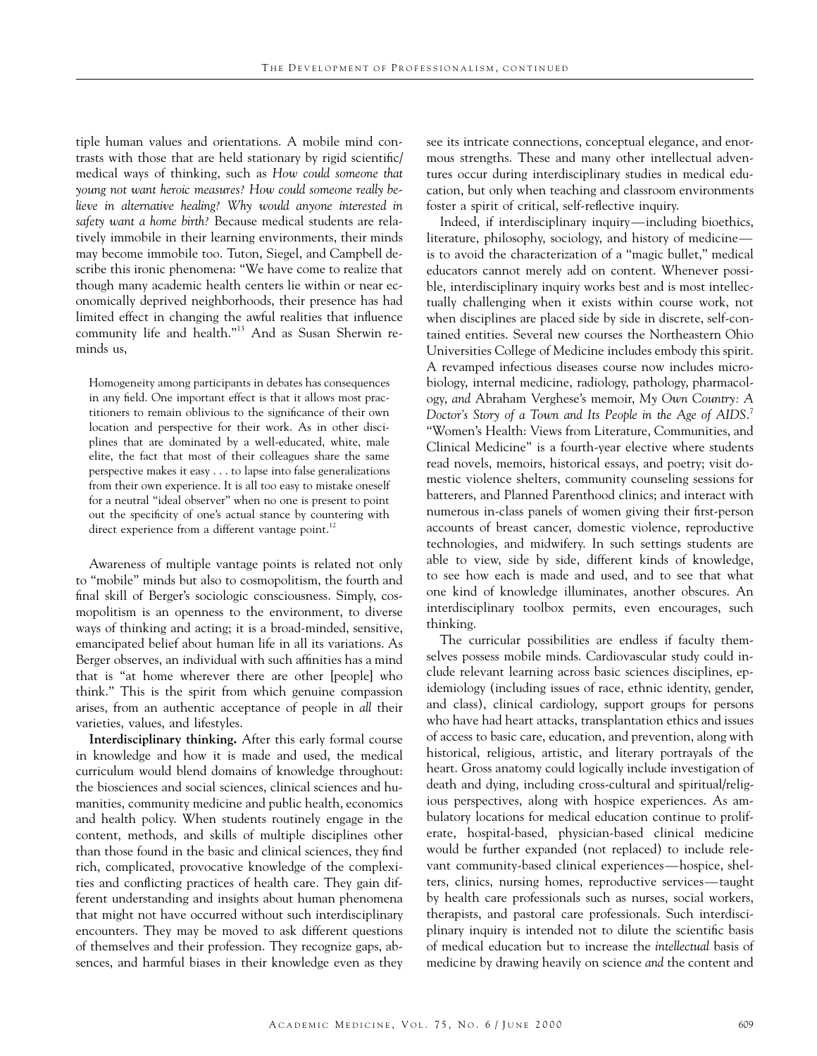tiple human values and orientations. A mobile mind contrasts with those that are held stationary by rigid scientific/medical ways of thinking, such as *How could someone that young not want heroic measures? How could someone really believe in alternative healing? Why would anyone interested in safety want a home birth?* Because medical students are relatively immobile in their learning environments, their minds may become immobile too. Tuton, Siegel, and Campbell describe this ironic phenomena: "We have come to realize that though many academic health centers lie within or near economically deprived neighborhoods, their presence has had limited effect in changing the awful realities that influence community life and health."[13] And as Susan Sherwin reminds us,

> Homogeneity among participants in debates has consequences in any field. One important effect is that it allows most practitioners to remain oblivious to the significance of their own location and perspective for their work. As in other disciplines that are dominated by a well-educated, white, male elite, the fact that most of their colleagues share the same perspective makes it easy . . . to lapse into false generalizations from their own experience. It is all too easy to mistake oneself for a neutral "ideal observer" when no one is present to point out the specificity of one's actual stance by countering with direct experience from a different vantage point.[12]

Awareness of multiple vantage points is related not only to "mobile" minds but also to cosmopolitism, the fourth and final skill of Berger's sociologic consciousness. Simply, cosmopolitism is an openness to the environment, to diverse ways of thinking and acting; it is a broad-minded, sensitive, emancipated belief about human life in all its variations. As Berger observes, an individual with such affinities has a mind that is "at home wherever there are other [people] who think." This is the spirit from which genuine compassion arises, from an authentic acceptance of people in *all* their varieties, values, and lifestyles.

**Interdisciplinary thinking.** After this early formal course in knowledge and how it is made and used, the medical curriculum would blend domains of knowledge throughout: the biosciences and social sciences, clinical sciences and humanities, community medicine and public health, economics and health policy. When students routinely engage in the content, methods, and skills of multiple disciplines other than those found in the basic and clinical sciences, they find rich, complicated, provocative knowledge of the complexities and conflicting practices of health care. They gain different understanding and insights about human phenomena that might not have occurred without such interdisciplinary encounters. They may be moved to ask different questions of themselves and their profession. They recognize gaps, absences, and harmful biases in their knowledge even as they see its intricate connections, conceptual elegance, and enormous strengths. These and many other intellectual adventures occur during interdisciplinary studies in medical education, but only when teaching and classroom environments foster a spirit of critical, self-reflective inquiry.

Indeed, if interdisciplinary inquiry—including bioethics, literature, philosophy, sociology, and history of medicine—is to avoid the characterization of a "magic bullet," medical educators cannot merely add on content. Whenever possible, interdisciplinary inquiry works best and is most intellectually challenging when it exists within course work, not when disciplines are placed side by side in discrete, self-contained entities. Several new courses the Northeastern Ohio Universities College of Medicine includes embody this spirit. A revamped infectious diseases course now includes microbiology, internal medicine, radiology, pathology, pharmacology, *and* Abraham Verghese's memoir, *My Own Country: A Doctor's Story of a Town and Its People in the Age of AIDS*.[7] "Women's Health: Views from Literature, Communities, and Clinical Medicine" is a fourth-year elective where students read novels, memoirs, historical essays, and poetry; visit domestic violence shelters, community counseling sessions for batterers, and Planned Parenthood clinics; and interact with numerous in-class panels of women giving their first-person accounts of breast cancer, domestic violence, reproductive technologies, and midwifery. In such settings students are able to view, side by side, different kinds of knowledge, to see how each is made and used, and to see that what one kind of knowledge illuminates, another obscures. An interdisciplinary toolbox permits, even encourages, such thinking.

The curricular possibilities are endless if faculty themselves possess mobile minds. Cardiovascular study could include relevant learning across basic sciences disciplines, epidemiology (including issues of race, ethnic identity, gender, and class), clinical cardiology, support groups for persons who have had heart attacks, transplantation ethics and issues of access to basic care, education, and prevention, along with historical, religious, artistic, and literary portrayals of the heart. Gross anatomy could logically include investigation of death and dying, including cross-cultural and spiritual/religious perspectives, along with hospice experiences. As ambulatory locations for medical education continue to proliferate, hospital-based, physician-based clinical medicine would be further expanded (not replaced) to include relevant community-based clinical experiences—hospice, shelters, clinics, nursing homes, reproductive services—taught by health care professionals such as nurses, social workers, therapists, and pastoral care professionals. Such interdisciplinary inquiry is intended not to dilute the scientific basis of medical education but to increase the *intellectual* basis of medicine by drawing heavily on science *and* the content and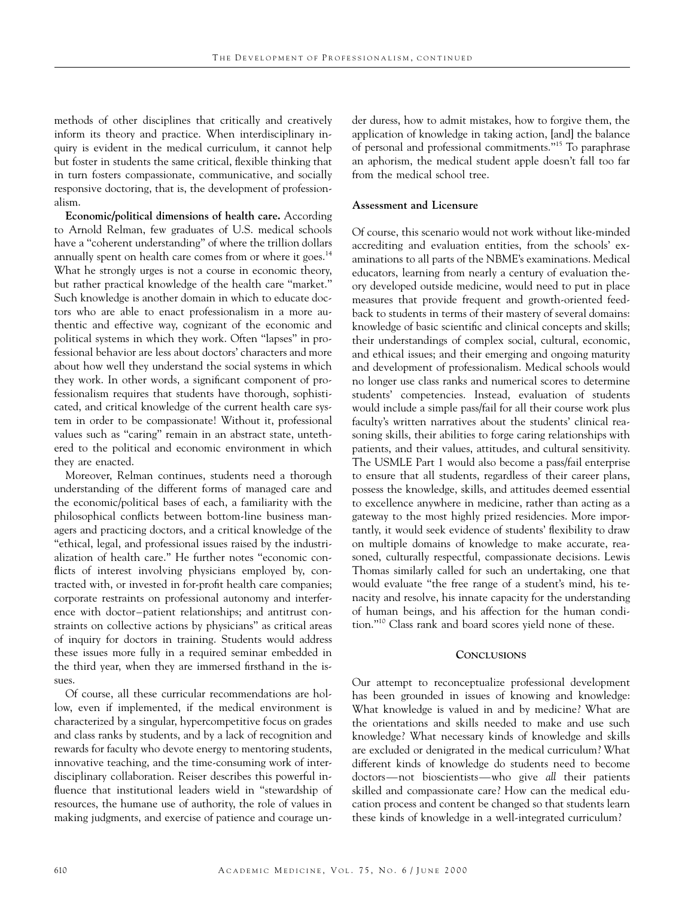methods of other disciplines that critically and creatively inform its theory and practice. When interdisciplinary inquiry is evident in the medical curriculum, it cannot help but foster in students the same critical, flexible thinking that in turn fosters compassionate, communicative, and socially responsive doctoring, that is, the development of professionalism.

**Economic/political dimensions of health care.** According to Arnold Relman, few graduates of U.S. medical schools have a "coherent understanding" of where the trillion dollars annually spent on health care comes from or where it goes.[14] What he strongly urges is not a course in economic theory, but rather practical knowledge of the health care "market." Such knowledge is another domain in which to educate doctors who are able to enact professionalism in a more authentic and effective way, cognizant of the economic and political systems in which they work. Often "lapses" in professional behavior are less about doctors' characters and more about how well they understand the social systems in which they work. In other words, a significant component of professionalism requires that students have thorough, sophisticated, and critical knowledge of the current health care system in order to be compassionate! Without it, professional values such as "caring" remain in an abstract state, untethered to the political and economic environment in which they are enacted.

Moreover, Relman continues, students need a thorough understanding of the different forms of managed care and the economic/political bases of each, a familiarity with the philosophical conflicts between bottom-line business managers and practicing doctors, and a critical knowledge of the "ethical, legal, and professional issues raised by the industrialization of health care." He further notes "economic conflicts of interest involving physicians employed by, contracted with, or invested in for-profit health care companies; corporate restraints on professional autonomy and interference with doctor–patient relationships; and antitrust constraints on collective actions by physicians" as critical areas of inquiry for doctors in training. Students would address these issues more fully in a required seminar embedded in the third year, when they are immersed firsthand in the issues.

Of course, all these curricular recommendations are hollow, even if implemented, if the medical environment is characterized by a singular, hypercompetitive focus on grades and class ranks by students, and by a lack of recognition and rewards for faculty who devote energy to mentoring students, innovative teaching, and the time-consuming work of interdisciplinary collaboration. Reiser describes this powerful influence that institutional leaders wield in "stewardship of resources, the humane use of authority, the role of values in making judgments, and exercise of patience and courage under duress, how to admit mistakes, how to forgive them, the application of knowledge in taking action, [and] the balance of personal and professional commitments."[15] To paraphrase an aphorism, the medical student apple doesn't fall too far from the medical school tree.

### Assessment and Licensure

Of course, this scenario would not work without like-minded accrediting and evaluation entities, from the schools' examinations to all parts of the NBME's examinations. Medical educators, learning from nearly a century of evaluation theory developed outside medicine, would need to put in place measures that provide frequent and growth-oriented feedback to students in terms of their mastery of several domains: knowledge of basic scientific and clinical concepts and skills; their understandings of complex social, cultural, economic, and ethical issues; and their emerging and ongoing maturity and development of professionalism. Medical schools would no longer use class ranks and numerical scores to determine students' competencies. Instead, evaluation of students would include a simple pass/fail for all their course work plus faculty's written narratives about the students' clinical reasoning skills, their abilities to forge caring relationships with patients, and their values, attitudes, and cultural sensitivity. The USMLE Part 1 would also become a pass/fail enterprise to ensure that all students, regardless of their career plans, possess the knowledge, skills, and attitudes deemed essential to excellence anywhere in medicine, rather than acting as a gateway to the most highly prized residencies. More importantly, it would seek evidence of students' flexibility to draw on multiple domains of knowledge to make accurate, reasoned, culturally respectful, compassionate decisions. Lewis Thomas similarly called for such an undertaking, one that would evaluate "the free range of a student's mind, his tenacity and resolve, his innate capacity for the understanding of human beings, and his affection for the human condition."[10] Class rank and board scores yield none of these.

## Conclusions

Our attempt to reconceptualize professional development has been grounded in issues of knowing and knowledge: What knowledge is valued in and by medicine? What are the orientations and skills needed to make and use such knowledge? What necessary kinds of knowledge and skills are excluded or denigrated in the medical curriculum? What different kinds of knowledge do students need to become doctors—not bioscientists—who give *all* their patients skilled and compassionate care? How can the medical education process and content be changed so that students learn these kinds of knowledge in a well-integrated curriculum?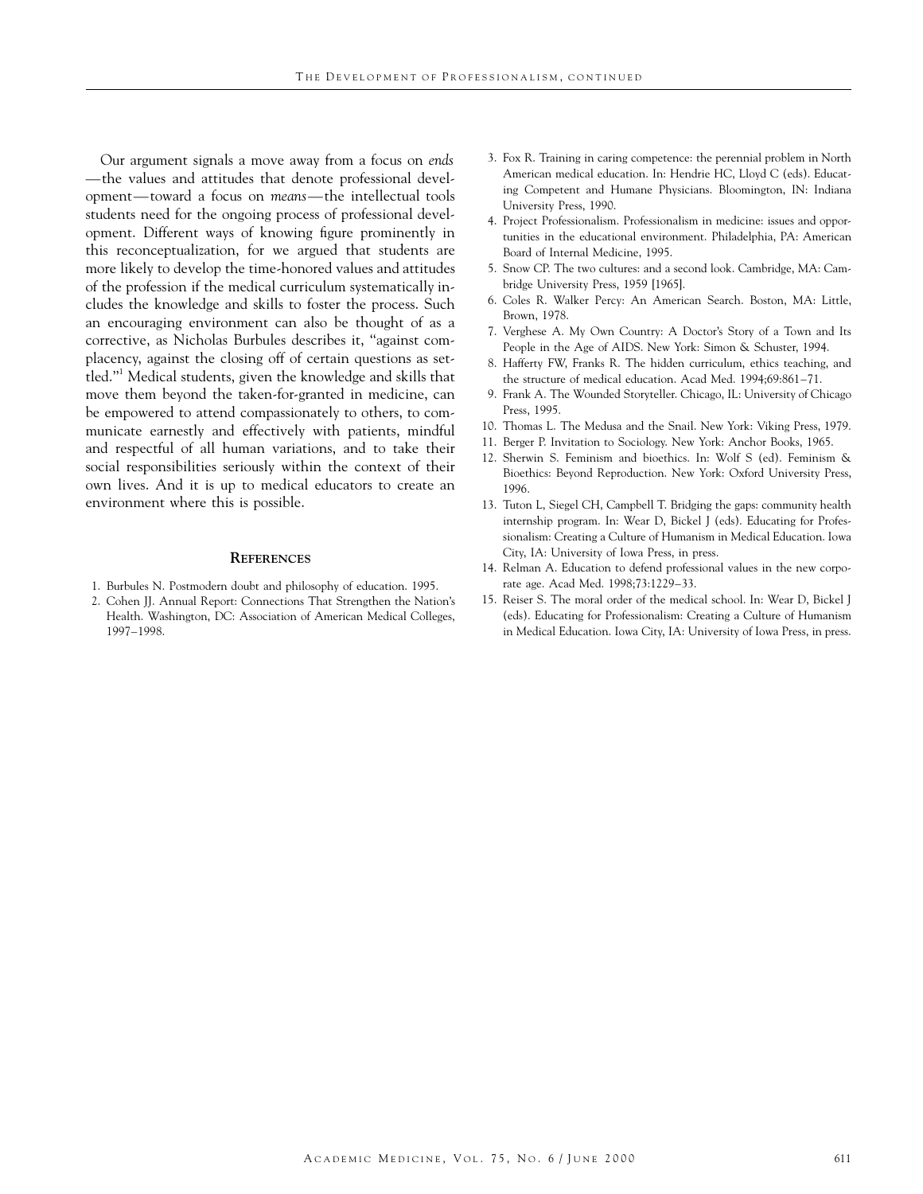Our argument signals a move away from a focus on *ends*—the values and attitudes that denote professional development—toward a focus on *means*—the intellectual tools students need for the ongoing process of professional development. Different ways of knowing figure prominently in this reconceptualization, for we argued that students are more likely to develop the time-honored values and attitudes of the profession if the medical curriculum systematically includes the knowledge and skills to foster the process. Such an encouraging environment can also be thought of as a corrective, as Nicholas Burbules describes it, "against complacency, against the closing off of certain questions as settled."[1] Medical students, given the knowledge and skills that move them beyond the taken-for-granted in medicine, can be empowered to attend compassionately to others, to communicate earnestly and effectively with patients, mindful and respectful of all human variations, and to take their social responsibilities seriously within the context of their own lives. And it is up to medical educators to create an environment where this is possible.

## References

1. Burbules N. Postmodern doubt and philosophy of education. 1995.
2. Cohen JJ. Annual Report: Connections That Strengthen the Nation's Health. Washington, DC: Association of American Medical Colleges, 1997–1998.
3. Fox R. Training in caring competence: the perennial problem in North American medical education. In: Hendrie HC, Lloyd C (eds). Educating Competent and Humane Physicians. Bloomington, IN: Indiana University Press, 1990.
4. Project Professionalism. Professionalism in medicine: issues and opportunities in the educational environment. Philadelphia, PA: American Board of Internal Medicine, 1995.
5. Snow CP. The two cultures: and a second look. Cambridge, MA: Cambridge University Press, 1959 [1965].
6. Coles R. Walker Percy: An American Search. Boston, MA: Little, Brown, 1978.
7. Verghese A. My Own Country: A Doctor's Story of a Town and Its People in the Age of AIDS. New York: Simon & Schuster, 1994.
8. Hafferty FW, Franks R. The hidden curriculum, ethics teaching, and the structure of medical education. Acad Med. 1994;69:861–71.
9. Frank A. The Wounded Storyteller. Chicago, IL: University of Chicago Press, 1995.
10. Thomas L. The Medusa and the Snail. New York: Viking Press, 1979.
11. Berger P. Invitation to Sociology. New York: Anchor Books, 1965.
12. Sherwin S. Feminism and bioethics. In: Wolf S (ed). Feminism & Bioethics: Beyond Reproduction. New York: Oxford University Press, 1996.
13. Tuton L, Siegel CH, Campbell T. Bridging the gaps: community health internship program. In: Wear D, Bickel J (eds). Educating for Professionalism: Creating a Culture of Humanism in Medical Education. Iowa City, IA: University of Iowa Press, in press.
14. Relman A. Education to defend professional values in the new corporate age. Acad Med. 1998;73:1229–33.
15. Reiser S. The moral order of the medical school. In: Wear D, Bickel J (eds). Educating for Professionalism: Creating a Culture of Humanism in Medical Education. Iowa City, IA: University of Iowa Press, in press.